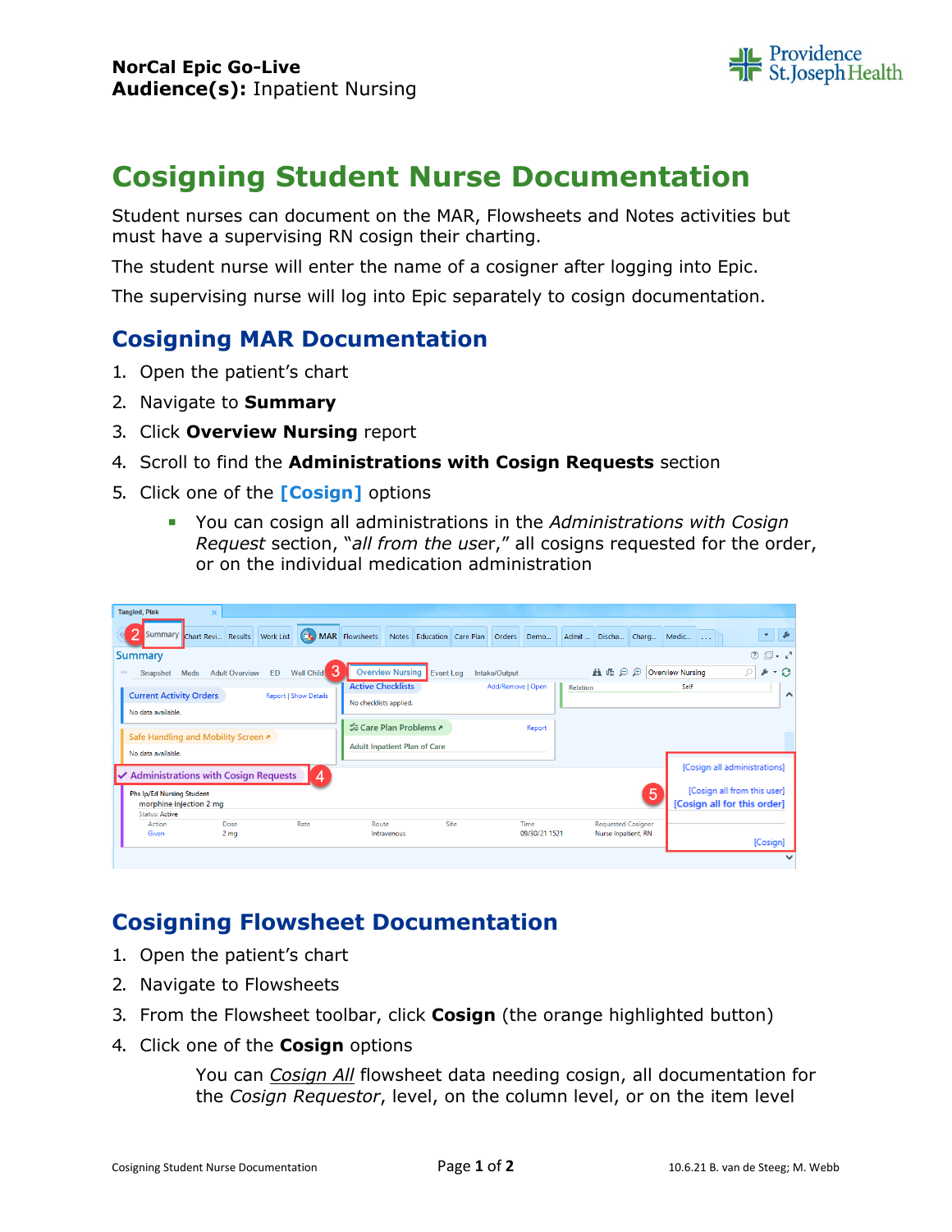**NorCal Epic Go-Live**
**Audience(s):** Inpatient Nursing

# Cosigning Student Nurse Documentation

Student nurses can document on the MAR, Flowsheets and Notes activities but must have a supervising RN cosign their charting.

The student nurse will enter the name of a cosigner after logging into Epic.

The supervising nurse will log into Epic separately to cosign documentation.

## Cosigning MAR Documentation

1. Open the patient's chart
2. Navigate to **Summary**
3. Click **Overview Nursing** report
4. Scroll to find the **Administrations with Cosign Requests** section
5. Click one of the **[Cosign]** options
   - You can cosign all administrations in the *Administrations with Cosign Request* section, "*all from the user*," all cosigns requested for the order, or on the individual medication administration

## Cosigning Flowsheet Documentation

1. Open the patient's chart
2. Navigate to Flowsheets
3. From the Flowsheet toolbar, click **Cosign** (the orange highlighted button)
4. Click one of the **Cosign** options

   You can *Cosign All* flowsheet data needing cosign, all documentation for the *Cosign Requestor*, level, on the column level, or on the item level

Cosigning Student Nurse Documentation

10.6.21 B. van de Steeg; M. Webb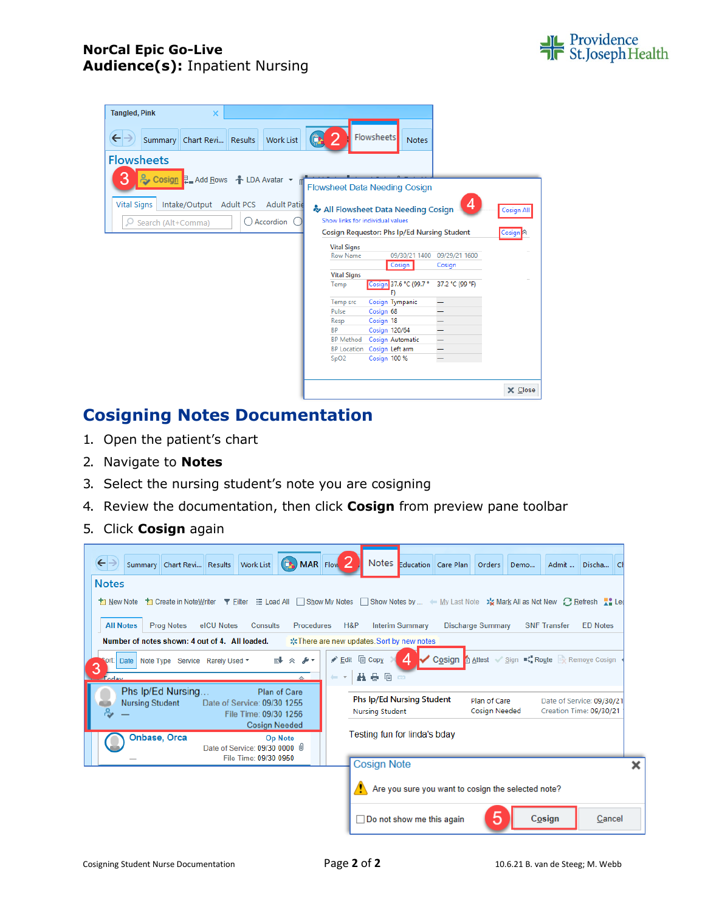## Cosigning Notes Documentation

1. Open the patient's chart
2. Navigate to **Notes**
3. Select the nursing student's note you are cosigning
4. Review the documentation, then click **Cosign** from preview pane toolbar
5. Click **Cosign** again